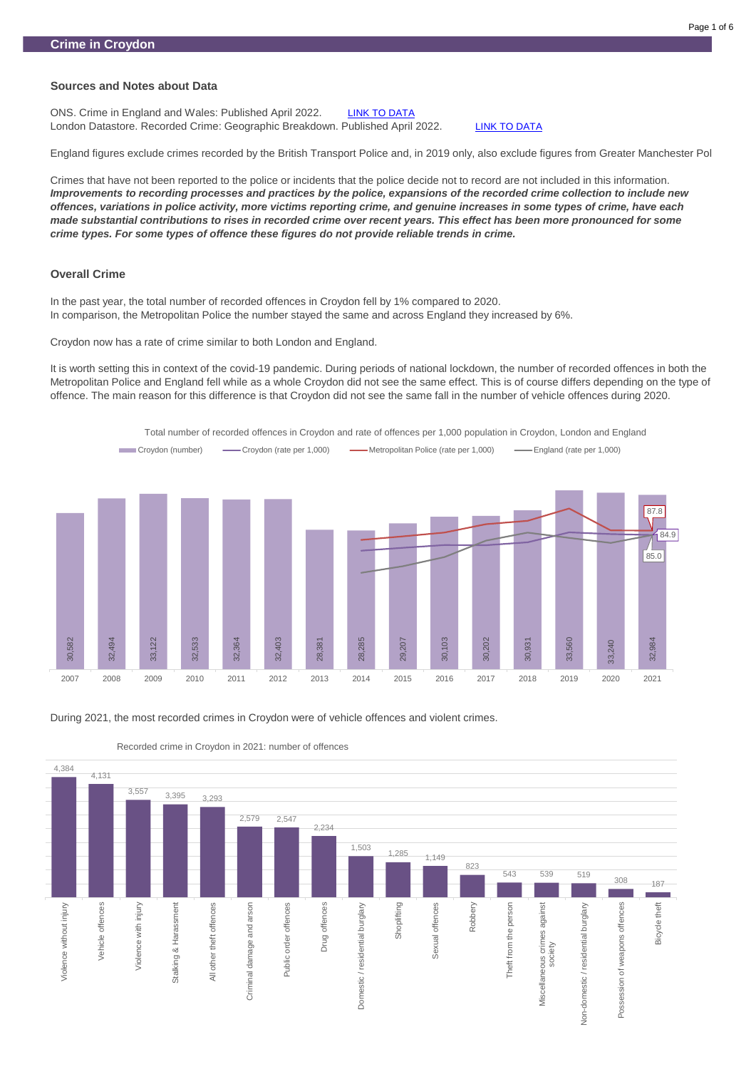# Crime in Croydon

## Sources and Notes about Data

ONS. Crime in England and Wales: Published April 2022. LINK TO DATA
London Datastore. Recorded Crime: Geographic Breakdown. Published April 2022. LINK TO DATA

England figures exclude crimes recorded by the British Transport Police and, in 2019 only, also exclude figures from Greater Manchester Pol

Crimes that have not been reported to the police or incidents that the police decide not to record are not included in this information.
***Improvements to recording processes and practices by the police, expansions of the recorded crime collection to include new offences, variations in police activity, more victims reporting crime, and genuine increases in some types of crime, have each made substantial contributions to rises in recorded crime over recent years. This effect has been more pronounced for some crime types. For some types of offence these figures do not provide reliable trends in crime.***

## Overall Crime

In the past year, the total number of recorded offences in Croydon fell by 1% compared to 2020.
In comparison, the Metropolitan Police the number stayed the same and across England they increased by 6%.

Croydon now has a rate of crime similar to both London and England.

It is worth setting this in context of the covid-19 pandemic. During periods of national lockdown, the number of recorded offences in both the Metropolitan Police and England fell while as a whole Croydon did not see the same effect. This is of course differs depending on the type of offence. The main reason for this difference is that Croydon did not see the same fall in the number of vehicle offences during 2020.

Total number of recorded offences in Croydon and rate of offences per 1,000 population in Croydon, London and England

| Year | Croydon (number) |
|---|---|
| 2007 | 30,582 |
| 2008 | 32,494 |
| 2009 | 33,122 |
| 2010 | 32,533 |
| 2011 | 32,364 |
| 2012 | 32,403 |
| 2013 | 28,381 |
| 2014 | 28,285 |
| 2015 | 29,207 |
| 2016 | 30,103 |
| 2017 | 30,202 |
| 2018 | 30,931 |
| 2019 | 33,560 |
| 2020 | 33,240 |
| 2021 | 32,984 |

2021 rates per 1,000: Metropolitan Police 87.8; Croydon 84.9; England 85.0

During 2021, the most recorded crimes in Croydon were of vehicle offences and violent crimes.

Recorded crime in Croydon in 2021: number of offences

| Offence | Number |
|---|---|
| Violence without injury | 4,384 |
| Vehicle offences | 4,131 |
| Violence with injury | 3,557 |
| Stalking & Harassment | 3,395 |
| All other theft offences | 3,293 |
| Criminal damage and arson | 2,579 |
| Public order offences | 2,547 |
| Drug offences | 2,234 |
| Domestic / residential burglary | 1,503 |
| Shoplifting | 1,285 |
| Sexual offences | 1,149 |
| Robbery | 823 |
| Theft from the person | 543 |
| Miscellaneous crimes against society | 539 |
| Non-domestic / residential burglary | 519 |
| Possession of weapons offences | 308 |
| Bicycle theft | 187 |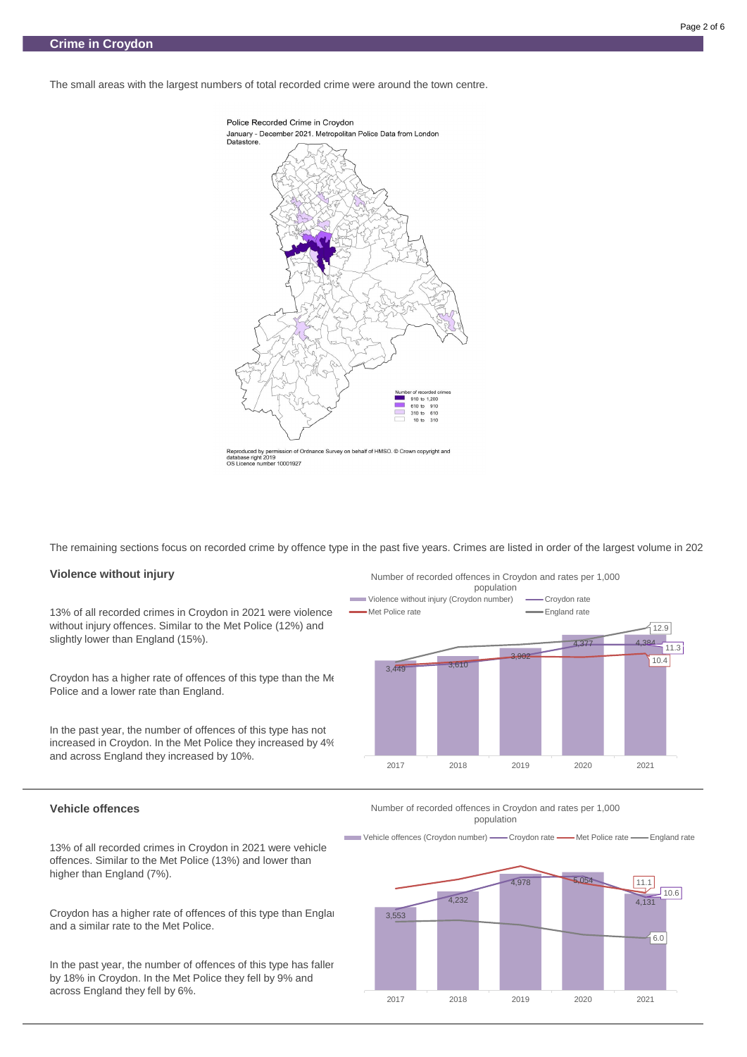## Crime in Croydon

The small areas with the largest numbers of total recorded crime were around the town centre.

Police Recorded Crime in Croydon
January - December 2021. Metropolitan Police Data from London Datastore.

Number of recorded crimes
- 910 to 1,200
- 610 to 910
- 310 to 610
- 10 to 310

Reproduced by permission of Ordnance Survey on behalf of HMSO. © Crown copyright and database right 2019
OS Licence number 10001927

The remaining sections focus on recorded crime by offence type in the past five years. Crimes are listed in order of the largest volume in 202

### Violence without injury

13% of all recorded crimes in Croydon in 2021 were violence without injury offences. Similar to the Met Police (12%) and slightly lower than England (15%).

Croydon has a higher rate of offences of this type than the Me Police and a lower rate than England.

In the past year, the number of offences of this type has not increased in Croydon. In the Met Police they increased by 4% and across England they increased by 10%.

Number of recorded offences in Croydon and rates per 1,000 population

| | 2017 | 2018 | 2019 | 2020 | 2021 |
|---|---|---|---|---|---|
| Violence without injury (Croydon number) | 3,449 | 3,610 | 3,902 | 4,377 | 4,384 |

2021 rates: England rate 12.9; Croydon rate 11.3; Met Police rate 10.4

### Vehicle offences

13% of all recorded crimes in Croydon in 2021 were vehicle offences. Similar to the Met Police (13%) and lower than higher than England (7%).

Croydon has a higher rate of offences of this type than Englai and a similar rate to the Met Police.

In the past year, the number of offences of this type has faller by 18% in Croydon. In the Met Police they fell by 9% and across England they fell by 6%.

Number of recorded offences in Croydon and rates per 1,000 population

| | 2017 | 2018 | 2019 | 2020 | 2021 |
|---|---|---|---|---|---|
| Vehicle offences (Croydon number) | 3,553 | 4,232 | 4,978 | 5,054 | 4,131 |

2021 rates: Met Police rate 11.1; Croydon rate 10.6; England rate 6.0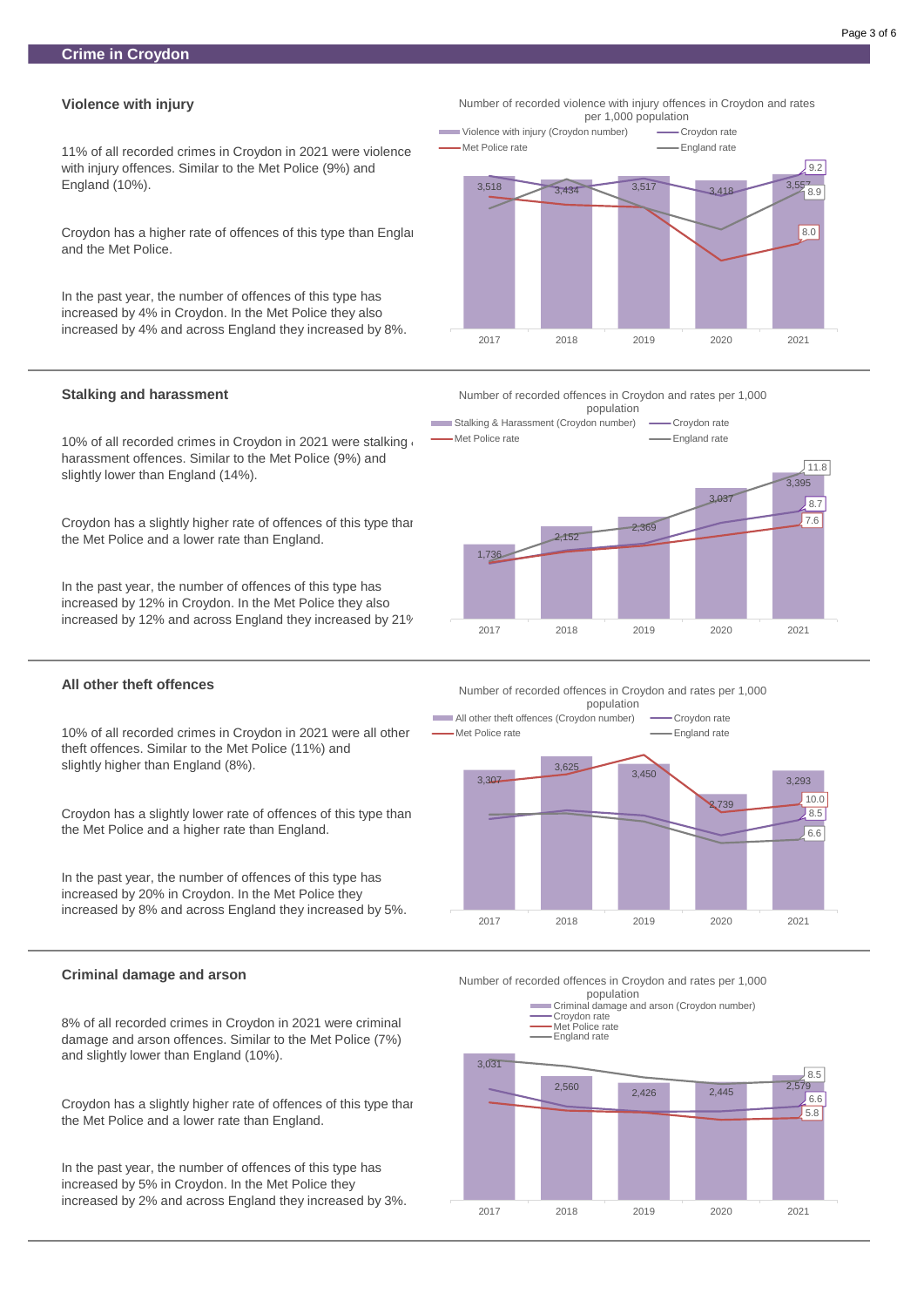## Crime in Croydon

### Violence with injury

11% of all recorded crimes in Croydon in 2021 were violence with injury offences. Similar to the Met Police (9%) and England (10%).

Croydon has a higher rate of offences of this type than Engla and the Met Police.

In the past year, the number of offences of this type has increased by 4% in Croydon. In the Met Police they also increased by 4% and across England they increased by 8%.

Number of recorded violence with injury offences in Croydon and rates per 1,000 population

| | 2017 | 2018 | 2019 | 2020 | 2021 |
|---|---|---|---|---|---|
| Violence with injury (Croydon number) | 3,518 | 3,434 | 3,517 | 3,418 | 3,557 |
| Croydon rate | | | | | 9.2 |
| Met Police rate | | | | | 8.0 |
| England rate | | | | | 8.9 |

### Stalking and harassment

10% of all recorded crimes in Croydon in 2021 were stalking harassment offences. Similar to the Met Police (9%) and slightly lower than England (14%).

Croydon has a slightly higher rate of offences of this type thar the Met Police and a lower rate than England.

In the past year, the number of offences of this type has increased by 12% in Croydon. In the Met Police they also increased by 12% and across England they increased by 21%

Number of recorded offences in Croydon and rates per 1,000 population

| | 2017 | 2018 | 2019 | 2020 | 2021 |
|---|---|---|---|---|---|
| Stalking & Harassment (Croydon number) | 1,736 | 2,152 | 2,369 | 3,037 | 3,395 |
| Croydon rate | | | | | 8.7 |
| Met Police rate | | | | | 7.6 |
| England rate | | | | | 11.8 |

### All other theft offences

10% of all recorded crimes in Croydon in 2021 were all other theft offences. Similar to the Met Police (11%) and slightly higher than England (8%).

Croydon has a slightly lower rate of offences of this type than the Met Police and a higher rate than England.

In the past year, the number of offences of this type has increased by 20% in Croydon. In the Met Police they increased by 8% and across England they increased by 5%.

Number of recorded offences in Croydon and rates per 1,000 population

| | 2017 | 2018 | 2019 | 2020 | 2021 |
|---|---|---|---|---|---|
| All other theft offences (Croydon number) | 3,307 | 3,625 | 3,450 | 2,739 | 3,293 |
| Croydon rate | | | | | 8.5 |
| Met Police rate | | | | | 10.0 |
| England rate | | | | | 6.6 |

### Criminal damage and arson

8% of all recorded crimes in Croydon in 2021 were criminal damage and arson offences. Similar to the Met Police (7%) and slightly lower than England (10%).

Croydon has a slightly higher rate of offences of this type thar the Met Police and a lower rate than England.

In the past year, the number of offences of this type has increased by 5% in Croydon. In the Met Police they increased by 2% and across England they increased by 3%.

Number of recorded offences in Croydon and rates per 1,000 population

| | 2017 | 2018 | 2019 | 2020 | 2021 |
|---|---|---|---|---|---|
| Criminal damage and arson (Croydon number) | 3,031 | 2,560 | 2,426 | 2,445 | 2,579 |
| Croydon rate | | | | | 6.6 |
| Met Police rate | | | | | 5.8 |
| England rate | | | | | 8.5 |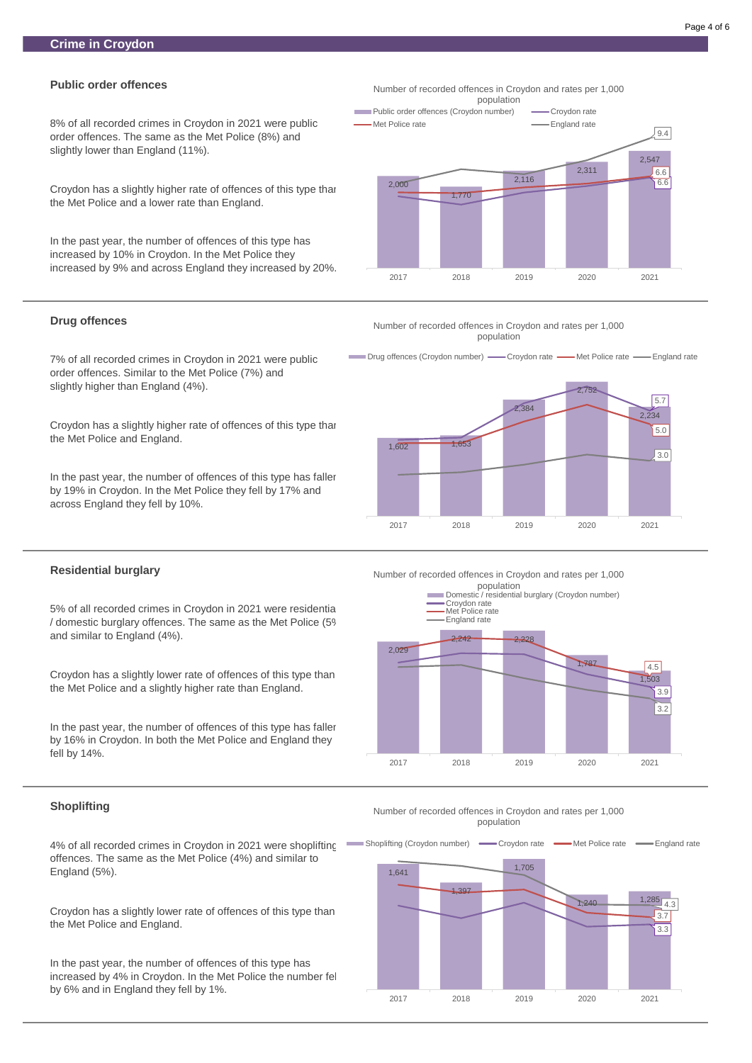## Crime in Croydon

### Public order offences

8% of all recorded crimes in Croydon in 2021 were public order offences. The same as the Met Police (8%) and slightly lower than England (11%).

Croydon has a slightly higher rate of offences of this type than the Met Police and a lower rate than England.

In the past year, the number of offences of this type has increased by 10% in Croydon. In the Met Police they increased by 9% and across England they increased by 20%.

Number of recorded offences in Croydon and rates per 1,000 population

| Year | Public order offences (Croydon number) |
|---|---|
| 2017 | 2,000 |
| 2018 | 1,770 |
| 2019 | 2,116 |
| 2020 | 2,311 |
| 2021 | 2,547 |

2021 rates: England rate 9.4; Met Police rate 6.6; Croydon rate 6.6

### Drug offences

7% of all recorded crimes in Croydon in 2021 were public order offences. Similar to the Met Police (7%) and slightly higher than England (4%).

Croydon has a slightly higher rate of offences of this type than the Met Police and England.

In the past year, the number of offences of this type has fallen by 19% in Croydon. In the Met Police they fell by 17% and across England they fell by 10%.

Number of recorded offences in Croydon and rates per 1,000 population

| Year | Drug offences (Croydon number) |
|---|---|
| 2017 | 1,602 |
| 2018 | 1,653 |
| 2019 | 2,384 |
| 2020 | 2,752 |
| 2021 | 2,234 |

2021 rates: Croydon rate 5.7; Met Police rate 5.0; England rate 3.0

### Residential burglary

5% of all recorded crimes in Croydon in 2021 were residential / domestic burglary offences. The same as the Met Police (5% and similar to England (4%).

Croydon has a slightly lower rate of offences of this type than the Met Police and a slightly higher rate than England.

In the past year, the number of offences of this type has fallen by 16% in Croydon. In both the Met Police and England they fell by 14%.

Number of recorded offences in Croydon and rates per 1,000 population

| Year | Domestic / residential burglary (Croydon number) |
|---|---|
| 2017 | 2,029 |
| 2018 | 2,242 |
| 2019 | 2,228 |
| 2020 | 1,787 |
| 2021 | 1,503 |

2021 rates: Met Police rate 4.5; Croydon rate 3.9; England rate 3.2

### Shoplifting

4% of all recorded crimes in Croydon in 2021 were shoplifting offences. The same as the Met Police (4%) and similar to England (5%).

Croydon has a slightly lower rate of offences of this type than the Met Police and England.

In the past year, the number of offences of this type has increased by 4% in Croydon. In the Met Police the number fell by 6% and in England they fell by 1%.

Number of recorded offences in Croydon and rates per 1,000 population

| Year | Shoplifting (Croydon number) |
|---|---|
| 2017 | 1,641 |
| 2018 | 1,397 |
| 2019 | 1,705 |
| 2020 | 1,240 |
| 2021 | 1,285 |

2021 rates: England rate 4.3; Met Police rate 3.7; Croydon rate 3.3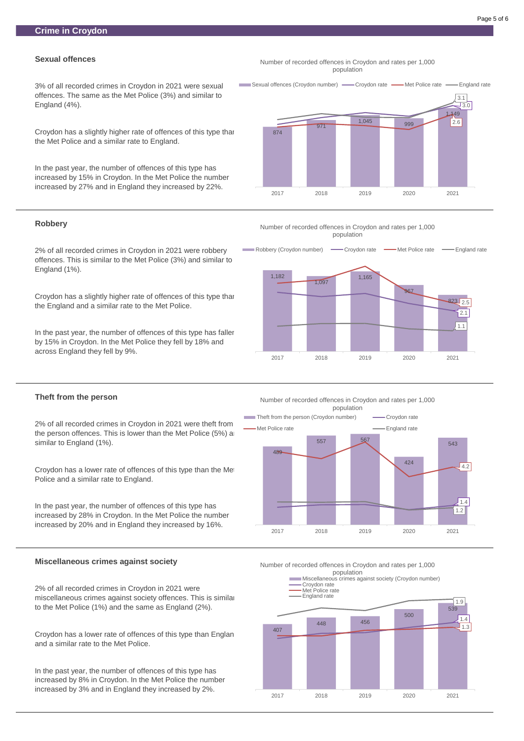## Crime in Croydon

### Sexual offences

3% of all recorded crimes in Croydon in 2021 were sexual offences. The same as the Met Police (3%) and similar to England (4%).

Croydon has a slightly higher rate of offences of this type than the Met Police and a similar rate to England.

In the past year, the number of offences of this type has increased by 15% in Croydon. In the Met Police the number increased by 27% and in England they increased by 22%.

Number of recorded offences in Croydon and rates per 1,000 population

| Year | 2017 | 2018 | 2019 | 2020 | 2021 |
|---|---|---|---|---|---|
| Sexual offences (Croydon number) | 874 | 971 | 1,045 | 999 | 1,149 |

2021 rates: 3.1, 3.0, 2.6

### Robbery

2% of all recorded crimes in Croydon in 2021 were robbery offences. This is similar to the Met Police (3%) and similar to England (1%).

Croydon has a slightly higher rate of offences of this type than the England and a similar rate to the Met Police.

In the past year, the number of offences of this type has fallen by 15% in Croydon. In the Met Police they fell by 18% and across England they fell by 9%.

Number of recorded offences in Croydon and rates per 1,000 population

| Year | 2017 | 2018 | 2019 | 2020 | 2021 |
|---|---|---|---|---|---|
| Robbery (Croydon number) | 1,182 | 1,097 | 1,165 | 967 | 823 |

2021 rates: Met Police rate 2.5, Croydon rate 2.1, England rate 1.1

### Theft from the person

2% of all recorded crimes in Croydon in 2021 were theft from the person offences. This is lower than the Met Police (5%) and similar to England (1%).

Croydon has a lower rate of offences of this type than the Met Police and a similar rate to England.

In the past year, the number of offences of this type has increased by 28% in Croydon. In the Met Police the number increased by 20% and in England they increased by 16%.

Number of recorded offences in Croydon and rates per 1,000 population

| Year | 2017 | 2018 | 2019 | 2020 | 2021 |
|---|---|---|---|---|---|
| Theft from the person (Croydon number) | 489 | 557 | 567 | 424 | 543 |

2021 rates: Met Police rate 4.2, Croydon rate 1.4, England rate 1.2

### Miscellaneous crimes against society

2% of all recorded crimes in Croydon in 2021 were miscellaneous crimes against society offences. This is similar to the Met Police (1%) and the same as England (2%).

Croydon has a lower rate of offences of this type than England and a similar rate to the Met Police.

In the past year, the number of offences of this type has increased by 8% in Croydon. In the Met Police the number increased by 3% and in England they increased by 2%.

Number of recorded offences in Croydon and rates per 1,000 population

| Year | 2017 | 2018 | 2019 | 2020 | 2021 |
|---|---|---|---|---|---|
| Miscellaneous crimes against society (Croydon number) | 407 | 448 | 456 | 500 | 539 |

2021 rates: England rate 1.9, Croydon rate 1.4, Met Police rate 1.3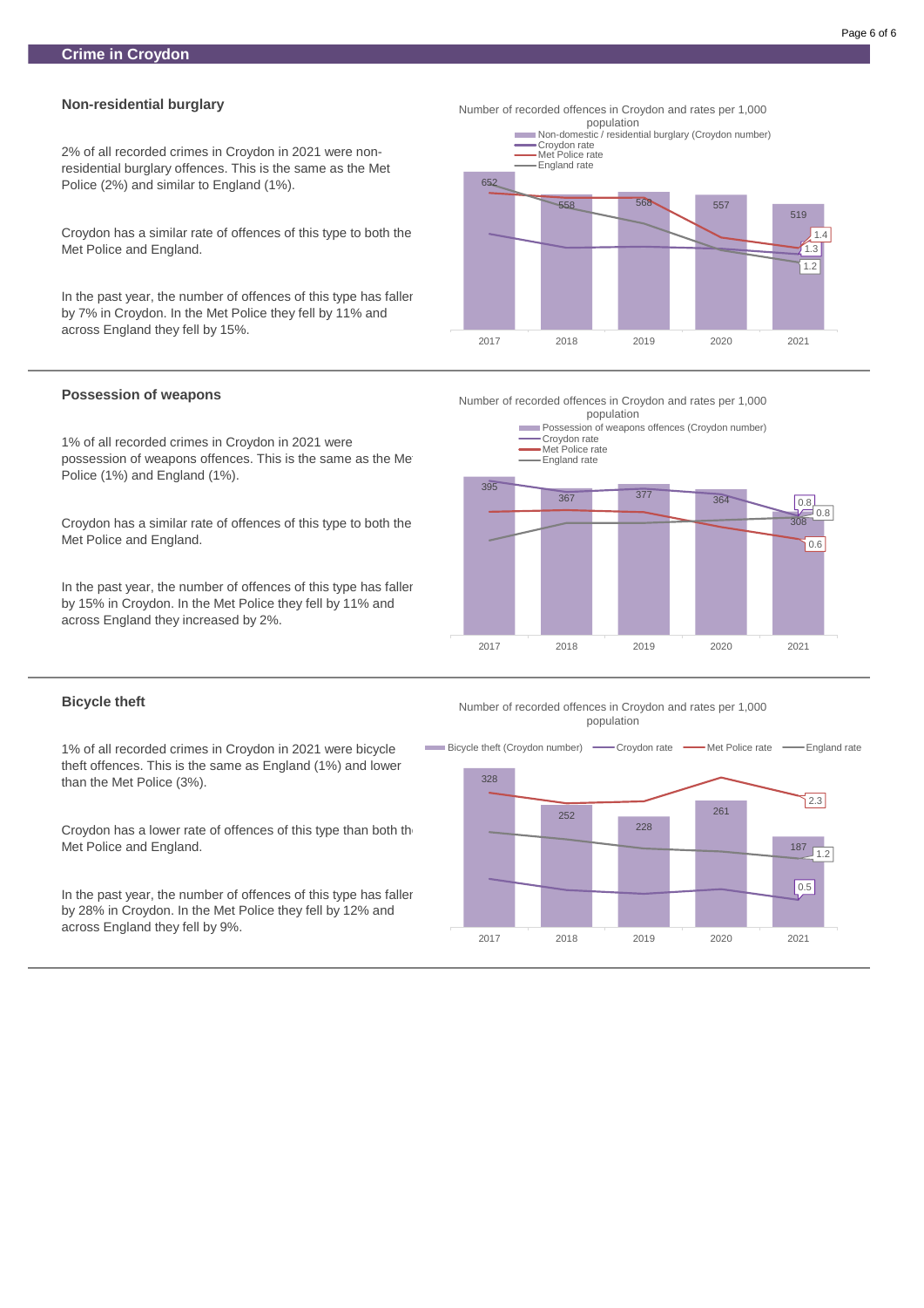## Crime in Croydon

### Non-residential burglary

2% of all recorded crimes in Croydon in 2021 were non-residential burglary offences. This is the same as the Met Police (2%) and similar to England (1%).

Croydon has a similar rate of offences of this type to both the Met Police and England.

In the past year, the number of offences of this type has fallen by 7% in Croydon. In the Met Police they fell by 11% and across England they fell by 15%.

Number of recorded offences in Croydon and rates per 1,000 population

Non-domestic / residential burglary (Croydon number)
Croydon rate
Met Police rate
England rate

652
558
568
557
519
1.4
1.3
1.2

2017
2018
2019
2020
2021

### Possession of weapons

1% of all recorded crimes in Croydon in 2021 were possession of weapons offences. This is the same as the Met Police (1%) and England (1%).

Croydon has a similar rate of offences of this type to both the Met Police and England.

In the past year, the number of offences of this type has fallen by 15% in Croydon. In the Met Police they fell by 11% and across England they increased by 2%.

Number of recorded offences in Croydon and rates per 1,000 population

Possession of weapons offences (Croydon number)
Croydon rate
Met Police rate
England rate

395
367
377
364
308
0.8
0.8
0.6

2017
2018
2019
2020
2021

### Bicycle theft

1% of all recorded crimes in Croydon in 2021 were bicycle theft offences. This is the same as England (1%) and lower than the Met Police (3%).

Croydon has a lower rate of offences of this type than both the Met Police and England.

In the past year, the number of offences of this type has fallen by 28% in Croydon. In the Met Police they fell by 12% and across England they fell by 9%.

Number of recorded offences in Croydon and rates per 1,000 population

Bicycle theft (Croydon number)
Croydon rate
Met Police rate
England rate

328
252
228
261
187
2.3
1.2
0.5

2017
2018
2019
2020
2021